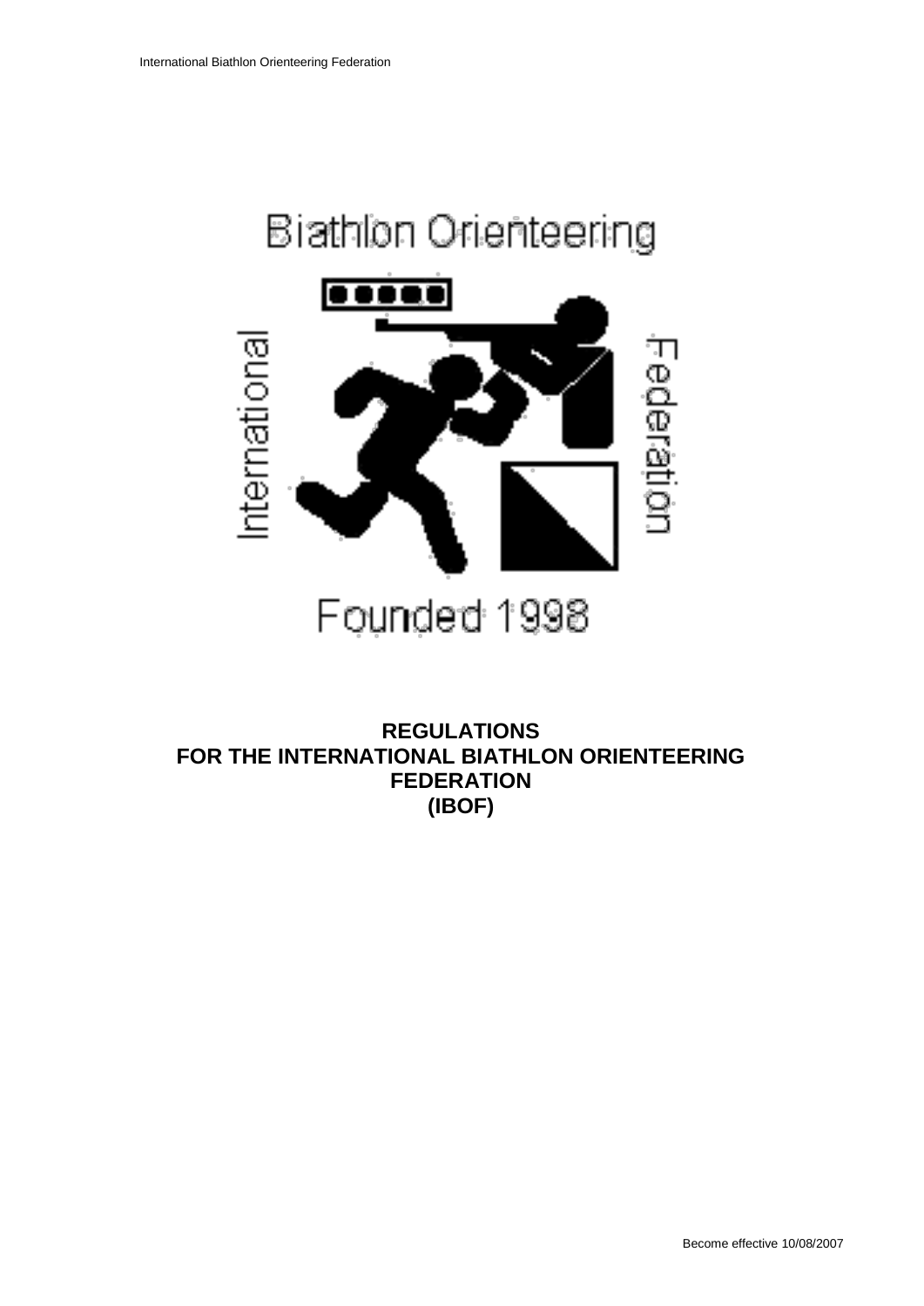# REGULATIONS FOR THE INTERNATIONAL BIATHLON ORIENTEERING FEDERATION (IBOF)

Become effective 10/08/2007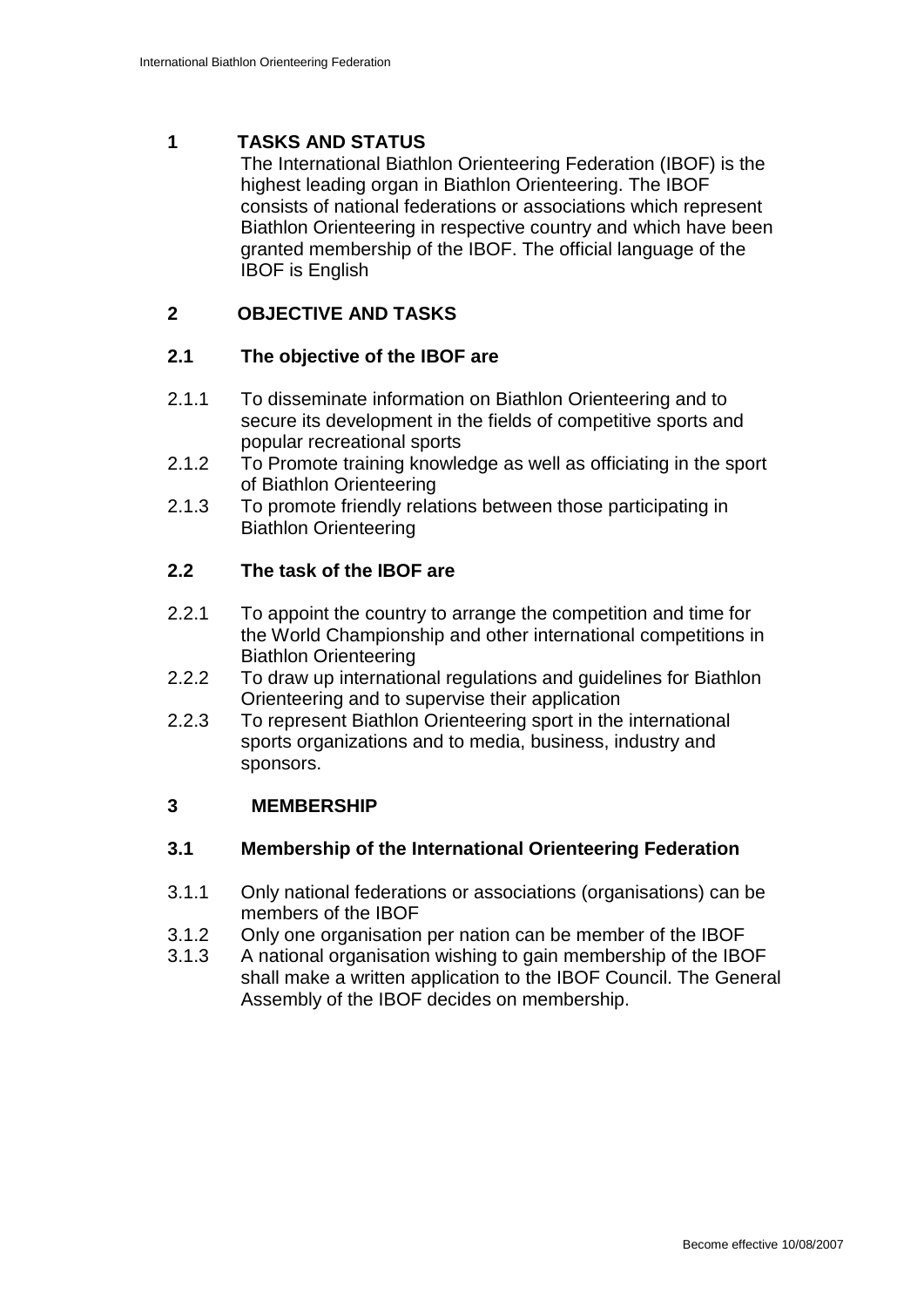## 1 TASKS AND STATUS

The International Biathlon Orienteering Federation (IBOF) is the highest leading organ in Biathlon Orienteering. The IBOF consists of national federations or associations which represent Biathlon Orienteering in respective country and which have been granted membership of the IBOF. The official language of the IBOF is English

## 2 OBJECTIVE AND TASKS

### 2.1 The objective of the IBOF are

2.1.1 To disseminate information on Biathlon Orienteering and to secure its development in the fields of competitive sports and popular recreational sports

2.1.2 To Promote training knowledge as well as officiating in the sport of Biathlon Orienteering

2.1.3 To promote friendly relations between those participating in Biathlon Orienteering

### 2.2 The task of the IBOF are

2.2.1 To appoint the country to arrange the competition and time for the World Championship and other international competitions in Biathlon Orienteering

2.2.2 To draw up international regulations and guidelines for Biathlon Orienteering and to supervise their application

2.2.3 To represent Biathlon Orienteering sport in the international sports organizations and to media, business, industry and sponsors.

## 3 MEMBERSHIP

### 3.1 Membership of the International Orienteering Federation

3.1.1 Only national federations or associations (organisations) can be members of the IBOF

3.1.2 Only one organisation per nation can be member of the IBOF

3.1.3 A national organisation wishing to gain membership of the IBOF shall make a written application to the IBOF Council. The General Assembly of the IBOF decides on membership.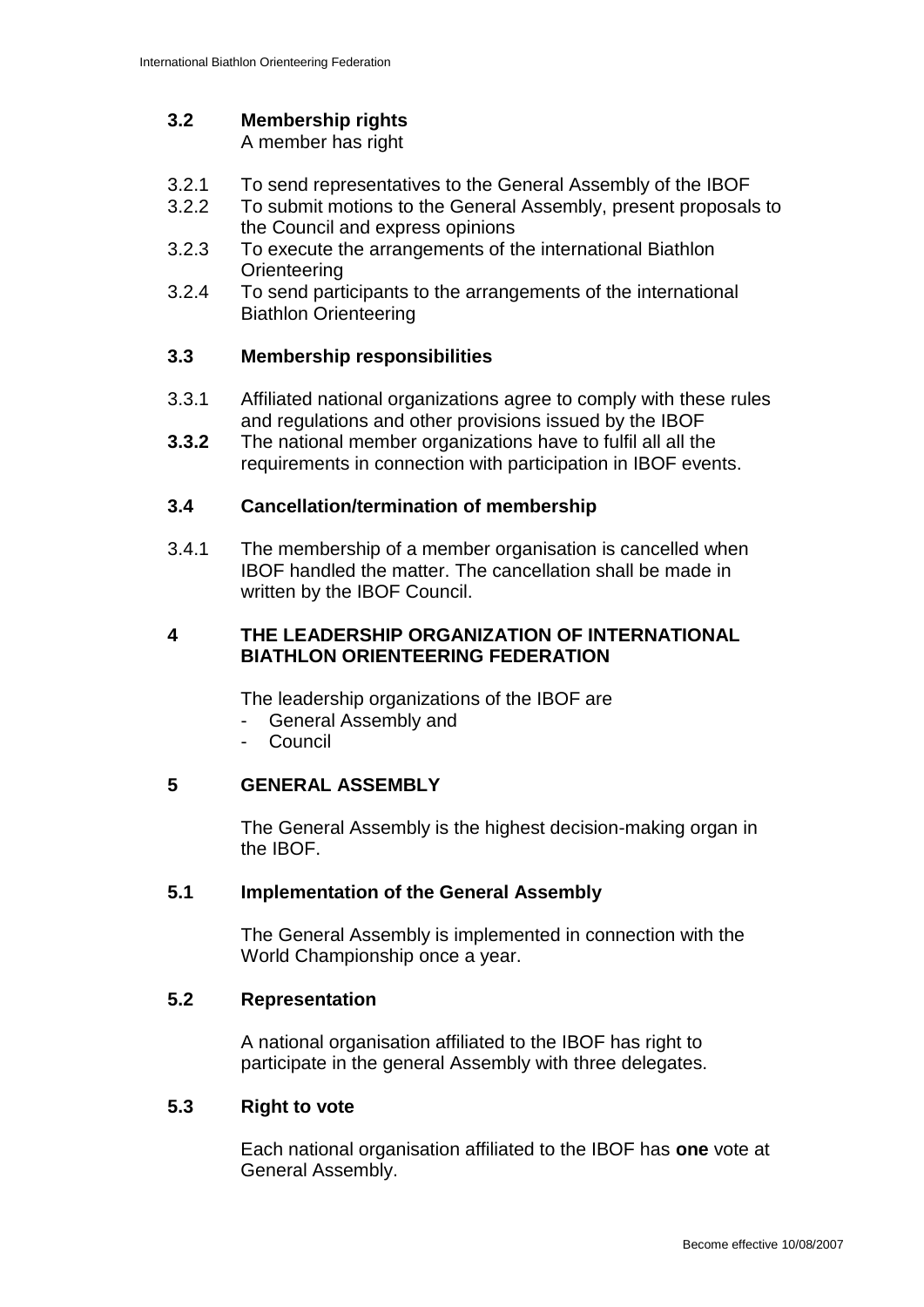### 3.2 Membership rights

A member has right

- 3.2.1 To send representatives to the General Assembly of the IBOF
- 3.2.2 To submit motions to the General Assembly, present proposals to the Council and express opinions
- 3.2.3 To execute the arrangements of the international Biathlon Orienteering
- 3.2.4 To send participants to the arrangements of the international Biathlon Orienteering

### 3.3 Membership responsibilities

- 3.3.1 Affiliated national organizations agree to comply with these rules and regulations and other provisions issued by the IBOF
- **3.3.2** The national member organizations have to fulfil all all the requirements in connection with participation in IBOF events.

### 3.4 Cancellation/termination of membership

3.4.1 The membership of a member organisation is cancelled when IBOF handled the matter. The cancellation shall be made in written by the IBOF Council.

## 4 THE LEADERSHIP ORGANIZATION OF INTERNATIONAL BIATHLON ORIENTEERING FEDERATION

The leadership organizations of the IBOF are

- General Assembly and
- Council

## 5 GENERAL ASSEMBLY

The General Assembly is the highest decision-making organ in the IBOF.

### 5.1 Implementation of the General Assembly

The General Assembly is implemented in connection with the World Championship once a year.

### 5.2 Representation

A national organisation affiliated to the IBOF has right to participate in the general Assembly with three delegates.

### 5.3 Right to vote

Each national organisation affiliated to the IBOF has **one** vote at General Assembly.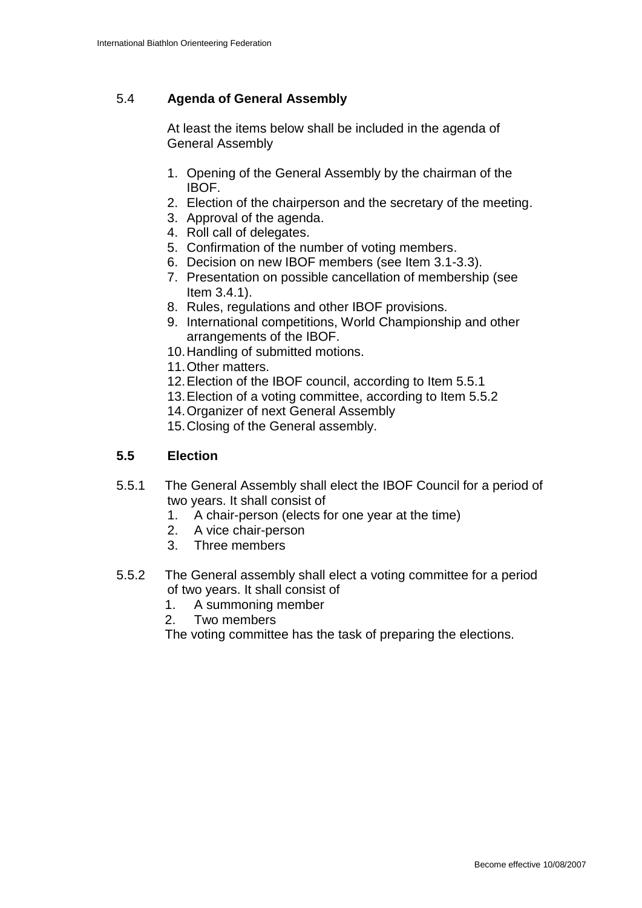### 5.4 Agenda of General Assembly

At least the items below shall be included in the agenda of General Assembly

1. Opening of the General Assembly by the chairman of the IBOF.
2. Election of the chairperson and the secretary of the meeting.
3. Approval of the agenda.
4. Roll call of delegates.
5. Confirmation of the number of voting members.
6. Decision on new IBOF members (see Item 3.1-3.3).
7. Presentation on possible cancellation of membership (see Item 3.4.1).
8. Rules, regulations and other IBOF provisions.
9. International competitions, World Championship and other arrangements of the IBOF.
10. Handling of submitted motions.
11. Other matters.
12. Election of the IBOF council, according to Item 5.5.1
13. Election of a voting committee, according to Item 5.5.2
14. Organizer of next General Assembly
15. Closing of the General assembly.

### 5.5 Election

5.5.1 The General Assembly shall elect the IBOF Council for a period of two years. It shall consist of

1. A chair-person (elects for one year at the time)
2. A vice chair-person
3. Three members

5.5.2 The General assembly shall elect a voting committee for a period of two years. It shall consist of

1. A summoning member
2. Two members

The voting committee has the task of preparing the elections.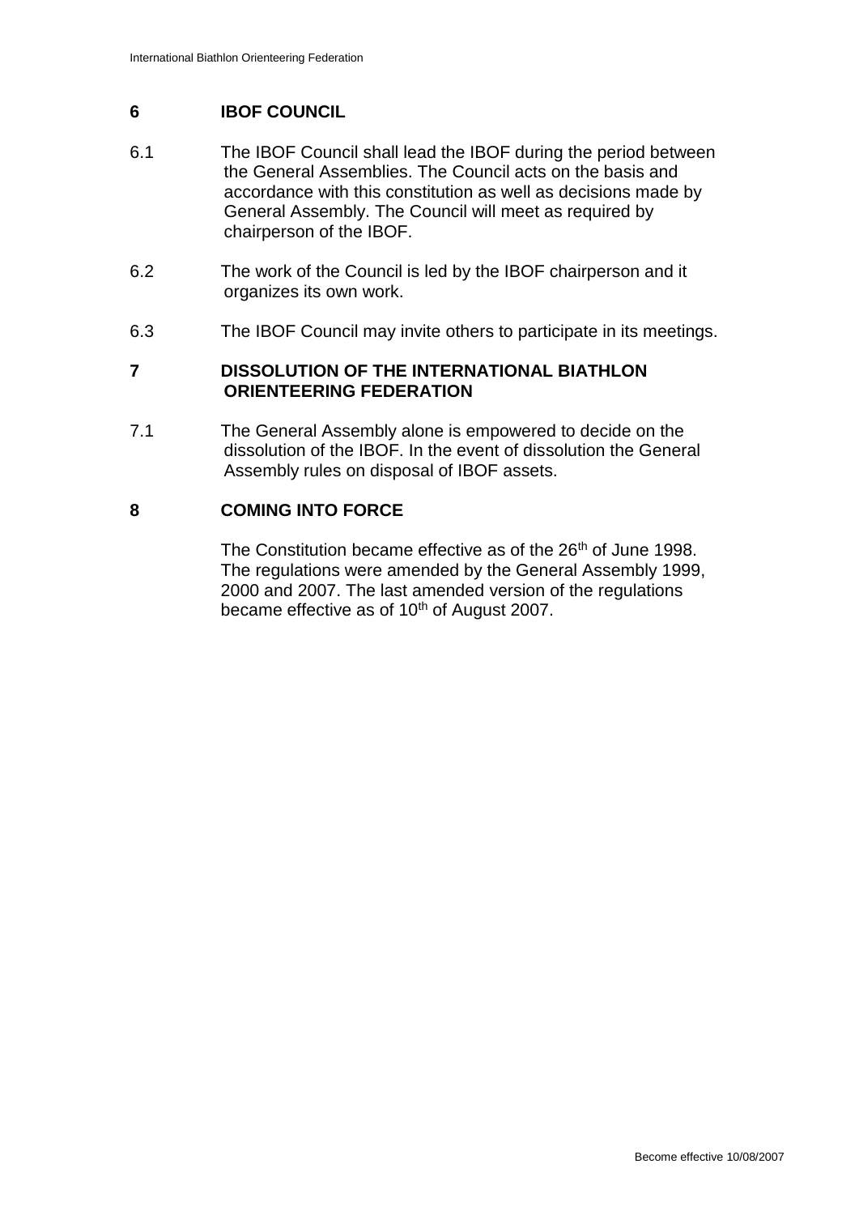## 6 IBOF COUNCIL

6.1 The IBOF Council shall lead the IBOF during the period between the General Assemblies. The Council acts on the basis and accordance with this constitution as well as decisions made by General Assembly. The Council will meet as required by chairperson of the IBOF.

6.2 The work of the Council is led by the IBOF chairperson and it organizes its own work.

6.3 The IBOF Council may invite others to participate in its meetings.

## 7 DISSOLUTION OF THE INTERNATIONAL BIATHLON ORIENTEERING FEDERATION

7.1 The General Assembly alone is empowered to decide on the dissolution of the IBOF. In the event of dissolution the General Assembly rules on disposal of IBOF assets.

## 8 COMING INTO FORCE

The Constitution became effective as of the 26th of June 1998. The regulations were amended by the General Assembly 1999, 2000 and 2007. The last amended version of the regulations became effective as of 10th of August 2007.